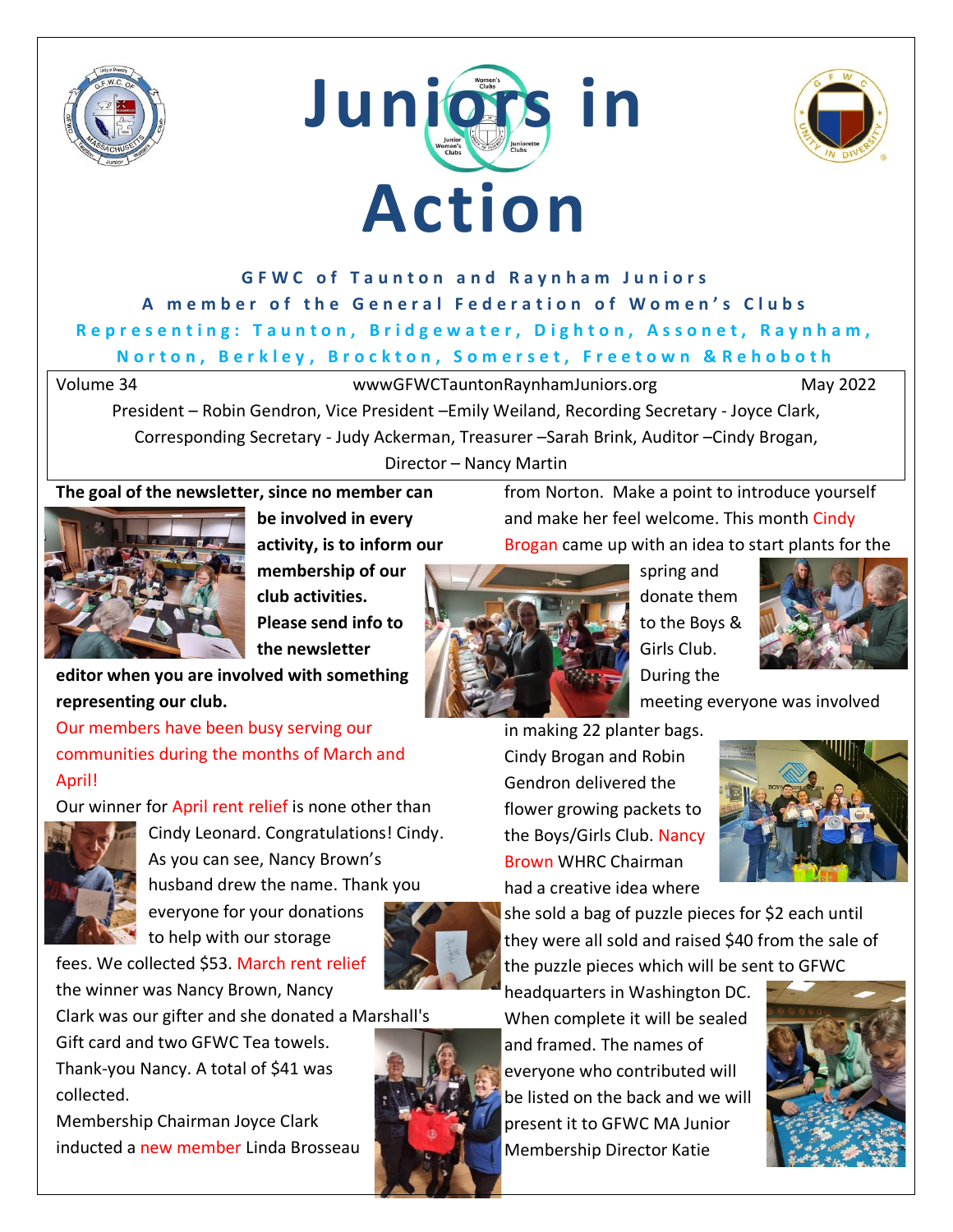# Juniors in Action

**GFWC of Taunton and Raynham Juniors**

**A member of the General Federation of Women's Clubs**

**Representing: Taunton, Bridgewater, Dighton, Assonet, Raynham, Norton, Berkley, Brockton, Somerset, Freetown & Rehoboth**

Volume 34 | wwwGFWCTauntonRaynhamJuniors.org | May 2022

President – Robin Gendron, Vice President –Emily Weiland, Recording Secretary - Joyce Clark, Corresponding Secretary - Judy Ackerman, Treasurer –Sarah Brink, Auditor –Cindy Brogan, Director – Nancy Martin

**The goal of the newsletter, since no member can be involved in every activity, is to inform our membership of our club activities. Please send info to the newsletter editor when you are involved with something representing our club.**

Our members have been busy serving our communities during the months of March and April!

Our winner for April rent relief is none other than Cindy Leonard. Congratulations! Cindy. As you can see, Nancy Brown's husband drew the name. Thank you everyone for your donations to help with our storage fees. We collected $53. March rent relief the winner was Nancy Brown, Nancy Clark was our gifter and she donated a Marshall's Gift card and two GFWC Tea towels. Thank-you Nancy. A total of $41 was collected.

Membership Chairman Joyce Clark inducted a new member Linda Brosseau from Norton. Make a point to introduce yourself and make her feel welcome. This month Cindy Brogan came up with an idea to start plants for the spring and donate them to the Boys & Girls Club. During the meeting everyone was involved in making 22 planter bags. Cindy Brogan and Robin Gendron delivered the flower growing packets to the Boys/Girls Club. Nancy Brown WHRC Chairman had a creative idea where she sold a bag of puzzle pieces for $2 each until they were all sold and raised $40 from the sale of the puzzle pieces which will be sent to GFWC headquarters in Washington DC. When complete it will be sealed and framed. The names of everyone who contributed will be listed on the back and we will present it to GFWC MA Junior Membership Director Katie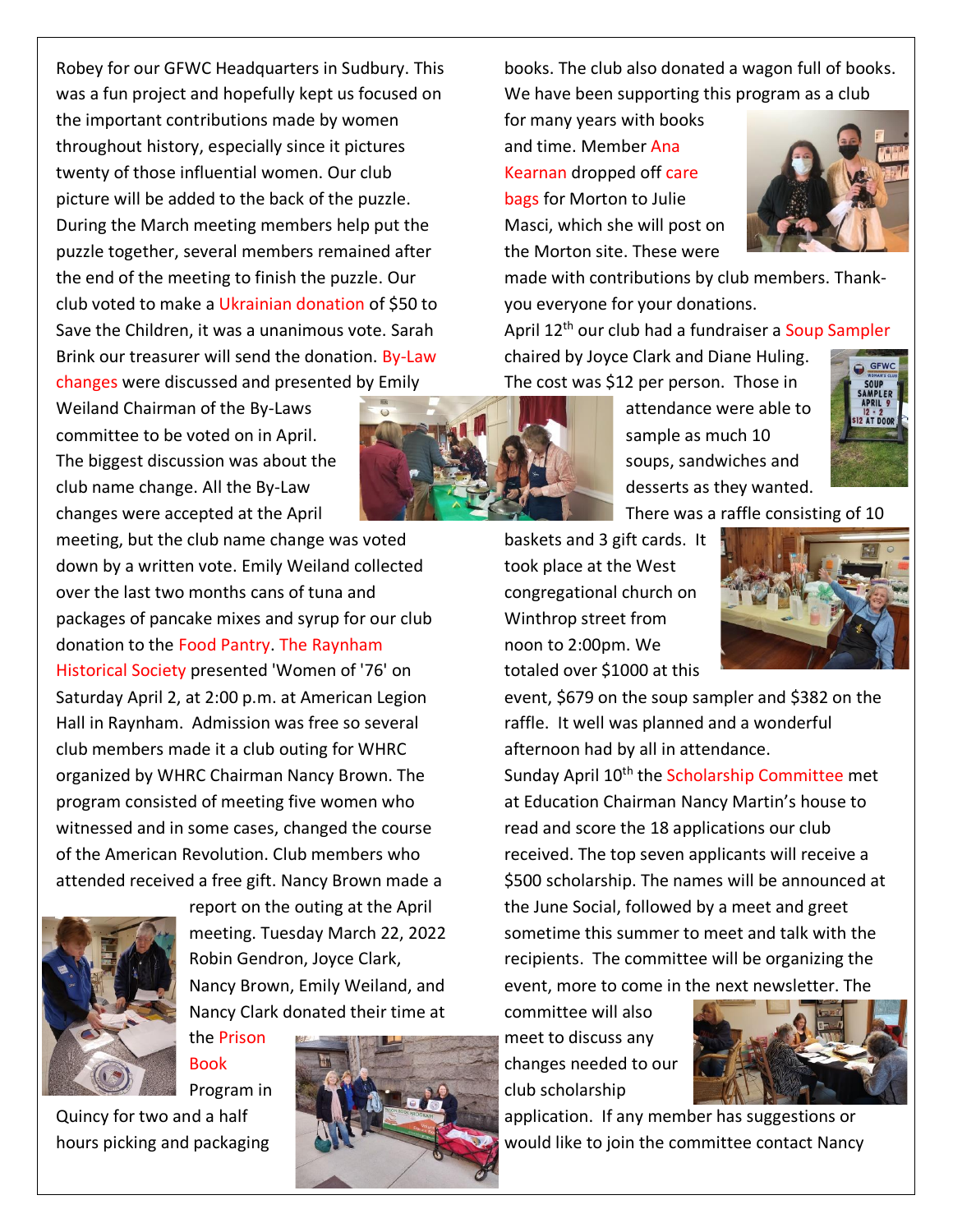Robey for our GFWC Headquarters in Sudbury. This was a fun project and hopefully kept us focused on the important contributions made by women throughout history, especially since it pictures twenty of those influential women. Our club picture will be added to the back of the puzzle. During the March meeting members help put the puzzle together, several members remained after the end of the meeting to finish the puzzle. Our club voted to make a Ukrainian donation of $50 to Save the Children, it was a unanimous vote. Sarah Brink our treasurer will send the donation. By-Law changes were discussed and presented by Emily Weiland Chairman of the By-Laws committee to be voted on in April. The biggest discussion was about the club name change. All the By-Law changes were accepted at the April meeting, but the club name change was voted down by a written vote. Emily Weiland collected over the last two months cans of tuna and packages of pancake mixes and syrup for our club donation to the Food Pantry. The Raynham Historical Society presented 'Women of '76' on Saturday April 2, at 2:00 p.m. at American Legion Hall in Raynham. Admission was free so several club members made it a club outing for WHRC organized by WHRC Chairman Nancy Brown. The program consisted of meeting five women who witnessed and in some cases, changed the course of the American Revolution. Club members who attended received a free gift. Nancy Brown made a report on the outing at the April meeting. Tuesday March 22, 2022 Robin Gendron, Joyce Clark, Nancy Brown, Emily Weiland, and Nancy Clark donated their time at the Prison Book Program in Quincy for two and a half hours picking and packaging books. The club also donated a wagon full of books. We have been supporting this program as a club for many years with books and time. Member Ana Kearnan dropped off care bags for Morton to Julie Masci, which she will post on the Morton site. These were made with contributions by club members. Thank-you everyone for your donations.

April 12th our club had a fundraiser a Soup Sampler chaired by Joyce Clark and Diane Huling. The cost was $12 per person. Those in attendance were able to sample as much 10 soups, sandwiches and desserts as they wanted. There was a raffle consisting of 10 baskets and 3 gift cards. It took place at the West congregational church on Winthrop street from noon to 2:00pm. We totaled over $1000 at this event, $679 on the soup sampler and $382 on the raffle. It well was planned and a wonderful afternoon had by all in attendance.

Sunday April 10th the Scholarship Committee met at Education Chairman Nancy Martin's house to read and score the 18 applications our club received. The top seven applicants will receive a $500 scholarship. The names will be announced at the June Social, followed by a meet and greet sometime this summer to meet and talk with the recipients. The committee will be organizing the event, more to come in the next newsletter. The committee will also meet to discuss any changes needed to our club scholarship application. If any member has suggestions or would like to join the committee contact Nancy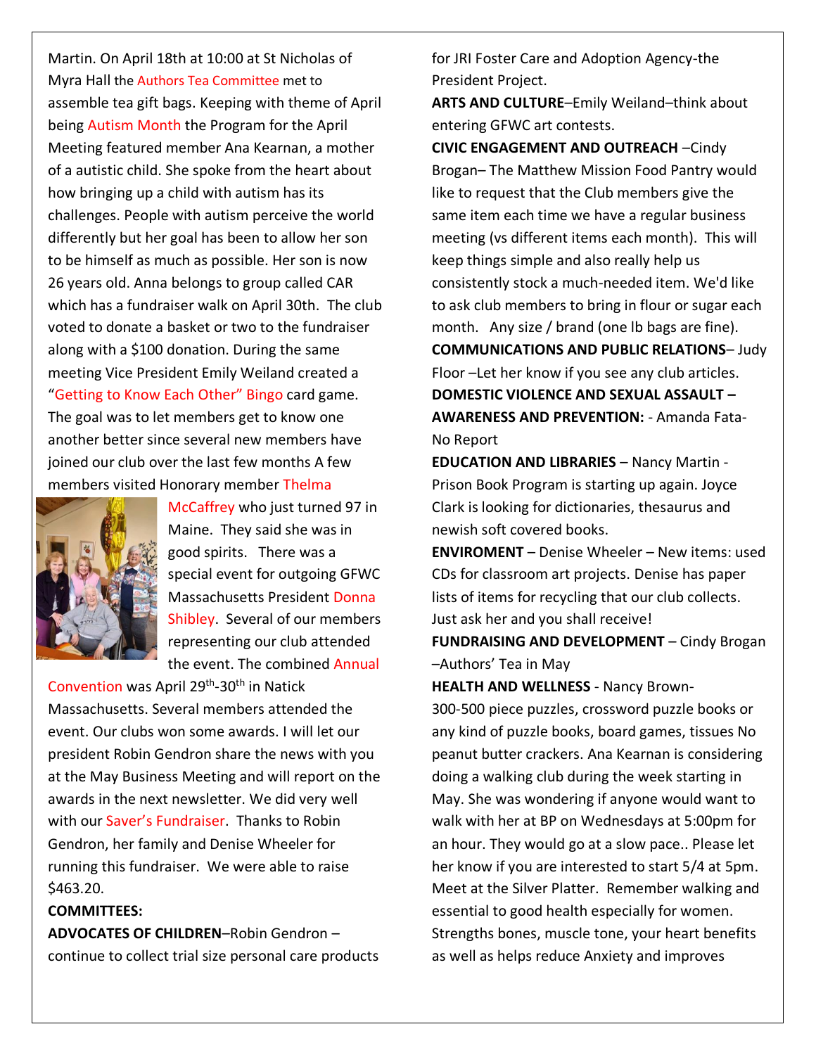Martin. On April 18th at 10:00 at St Nicholas of Myra Hall the Authors Tea Committee met to assemble tea gift bags. Keeping with theme of April being Autism Month the Program for the April Meeting featured member Ana Kearnan, a mother of a autistic child. She spoke from the heart about how bringing up a child with autism has its challenges. People with autism perceive the world differently but her goal has been to allow her son to be himself as much as possible. Her son is now 26 years old. Anna belongs to group called CAR which has a fundraiser walk on April 30th. The club voted to donate a basket or two to the fundraiser along with a $100 donation. During the same meeting Vice President Emily Weiland created a "Getting to Know Each Other" Bingo card game. The goal was to let members get to know one another better since several new members have joined our club over the last few months A few members visited Honorary member Thelma McCaffrey who just turned 97 in Maine. They said she was in good spirits. There was a special event for outgoing GFWC Massachusetts President Donna Shibley. Several of our members representing our club attended the event. The combined Annual Convention was April 29th-30th in Natick Massachusetts. Several members attended the event. Our clubs won some awards. I will let our president Robin Gendron share the news with you at the May Business Meeting and will report on the awards in the next newsletter. We did very well with our Saver's Fundraiser. Thanks to Robin Gendron, her family and Denise Wheeler for running this fundraiser. We were able to raise $463.20.

**COMMITTEES:**

**ADVOCATES OF CHILDREN**–Robin Gendron – continue to collect trial size personal care products for JRI Foster Care and Adoption Agency-the President Project.

**ARTS AND CULTURE**–Emily Weiland–think about entering GFWC art contests.

**CIVIC ENGAGEMENT AND OUTREACH** –Cindy Brogan– The Matthew Mission Food Pantry would like to request that the Club members give the same item each time we have a regular business meeting (vs different items each month). This will keep things simple and also really help us consistently stock a much-needed item. We'd like to ask club members to bring in flour or sugar each month. Any size / brand (one lb bags are fine).

**COMMUNICATIONS AND PUBLIC RELATIONS**– Judy Floor –Let her know if you see any club articles.

**DOMESTIC VIOLENCE AND SEXUAL ASSAULT – AWARENESS AND PREVENTION:** - Amanda Fata- No Report

**EDUCATION AND LIBRARIES** – Nancy Martin - Prison Book Program is starting up again. Joyce Clark is looking for dictionaries, thesaurus and newish soft covered books.

**ENVIROMENT** – Denise Wheeler – New items: used CDs for classroom art projects. Denise has paper lists of items for recycling that our club collects. Just ask her and you shall receive!

**FUNDRAISING AND DEVELOPMENT** – Cindy Brogan –Authors' Tea in May

**HEALTH AND WELLNESS** - Nancy Brown- 300-500 piece puzzles, crossword puzzle books or any kind of puzzle books, board games, tissues No peanut butter crackers. Ana Kearnan is considering doing a walking club during the week starting in May. She was wondering if anyone would want to walk with her at BP on Wednesdays at 5:00pm for an hour. They would go at a slow pace.. Please let her know if you are interested to start 5/4 at 5pm. Meet at the Silver Platter. Remember walking and essential to good health especially for women. Strengths bones, muscle tone, your heart benefits as well as helps reduce Anxiety and improves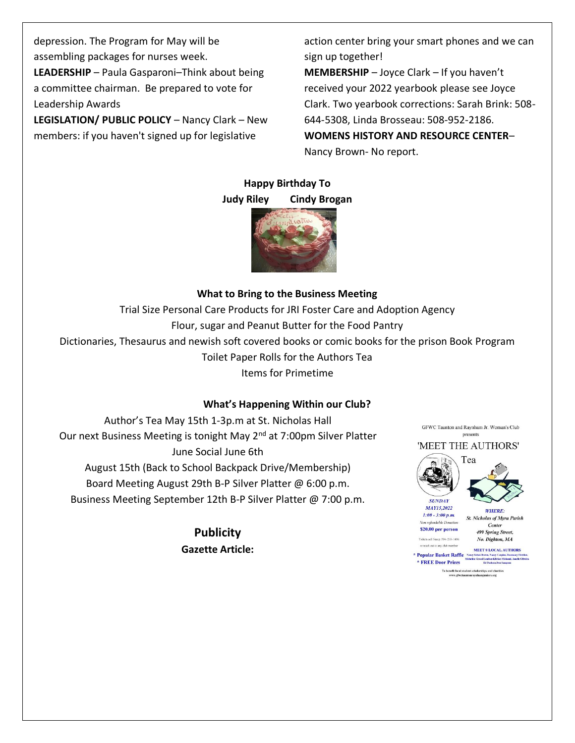depression. The Program for May will be assembling packages for nurses week.

**LEADERSHIP** – Paula Gasparoni–Think about being a committee chairman. Be prepared to vote for Leadership Awards

**LEGISLATION/ PUBLIC POLICY** – Nancy Clark – New members: if you haven't signed up for legislative action center bring your smart phones and we can sign up together!

**MEMBERSHIP** – Joyce Clark – If you haven't received your 2022 yearbook please see Joyce Clark. Two yearbook corrections: Sarah Brink: 508-644-5308, Linda Brosseau: 508-952-2186.

**WOMENS HISTORY AND RESOURCE CENTER**– Nancy Brown- No report.

**Happy Birthday To**

**Judy Riley Cindy Brogan**

**What to Bring to the Business Meeting**

Trial Size Personal Care Products for JRI Foster Care and Adoption Agency

Flour, sugar and Peanut Butter for the Food Pantry

Dictionaries, Thesaurus and newish soft covered books or comic books for the prison Book Program

Toilet Paper Rolls for the Authors Tea

Items for Primetime

**What's Happening Within our Club?**

Author's Tea May 15th 1-3p.m at St. Nicholas Hall

Our next Business Meeting is tonight May 2nd at 7:00pm Silver Platter

June Social June 6th

August 15th (Back to School Backpack Drive/Membership)

Board Meeting August 29th B-P Silver Platter @ 6:00 p.m.

Business Meeting September 12th B-P Silver Platter @ 7:00 p.m.

## Publicity

**Gazette Article:**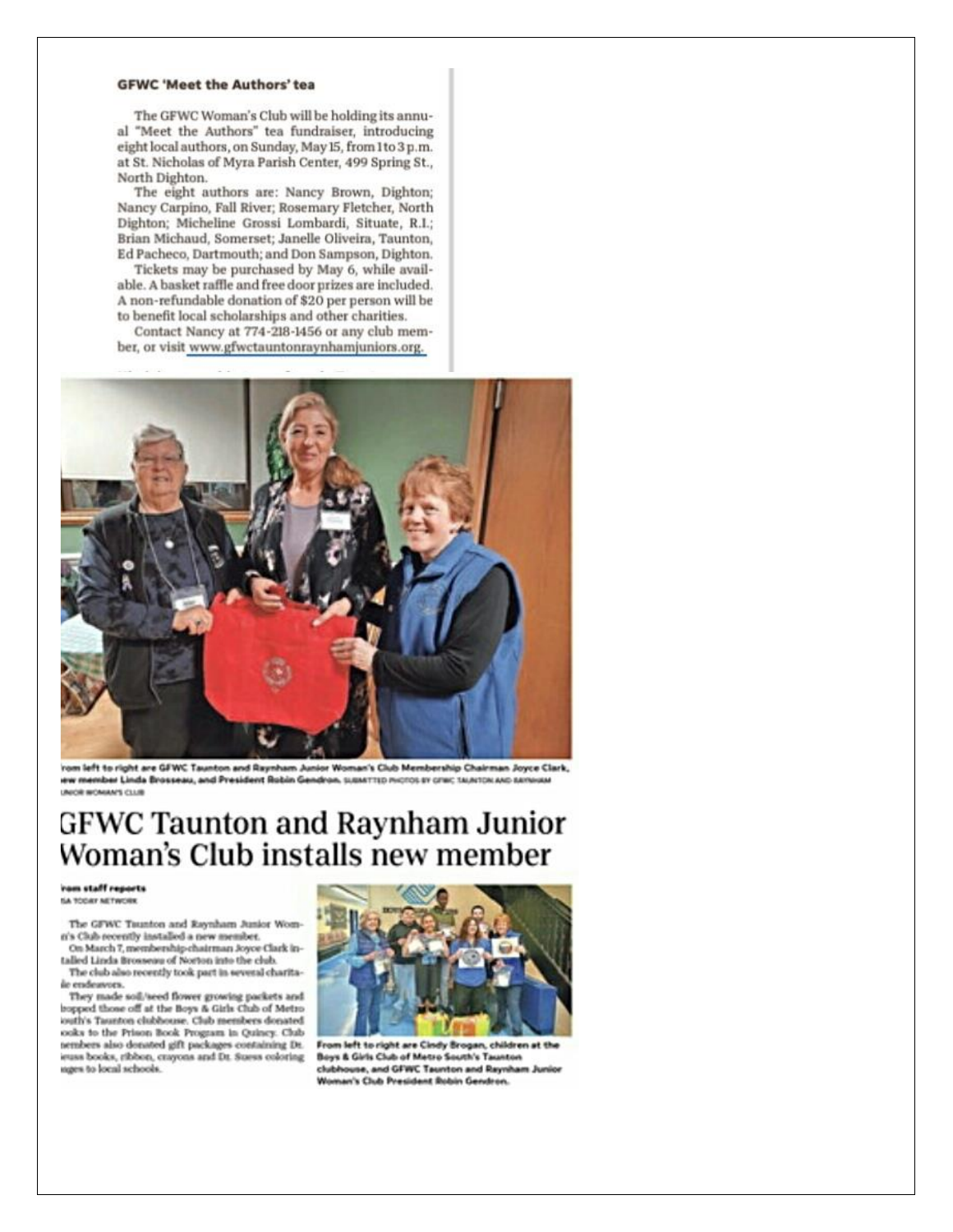### GFWC 'Meet the Authors' tea

The GFWC Woman's Club will be holding its annual "Meet the Authors" tea fundraiser, introducing eight local authors, on Sunday, May 15, from 1 to 3 p.m. at St. Nicholas of Myra Parish Center, 499 Spring St., North Dighton.

The eight authors are: Nancy Brown, Dighton; Nancy Carpino, Fall River; Rosemary Fletcher, North Dighton; Micheline Grossi Lombardi, Situate, R.I.; Brian Michaud, Somerset; Janelle Oliveira, Taunton, Ed Pacheco, Dartmouth; and Don Sampson, Dighton.

Tickets may be purchased by May 6, while available. A basket raffle and free door prizes are included. A non-refundable donation of $20 per person will be to benefit local scholarships and other charities.

Contact Nancy at 774-218-1456 or any club member, or visit www.gfwctauntonraynhamjuniors.org.

rom left to right are GFWC Taunton and Raynham Junior Woman's Club Membership Chairman Joyce Clark, ew member Linda Brosseau, and President Robin Gendron. SUBMITTED PHOTOS BY GFWC TAUNTON AND RAYNHAM UNIOR WOMAN'S CLUB

# GFWC Taunton and Raynham Junior Woman's Club installs new member

**rom staff reports**
SA TODAY NETWORK

The GFWC Taunton and Raynham Junior Woman's Club recently installed a new member.

On March 7, membership chairman Joyce Clark installed Linda Brosseau of Norton into the club.

The club also recently took part in several charitable endeavors.

They made soil/seed flower growing packets and dropped those off at the Boys & Girls Club of Metro South's Taunton clubhouse. Club members donated books to the Prison Book Program in Quincy. Club members also donated gift packages containing Dr. Seuss books, ribbon, crayons and Dr. Suess coloring pages to local schools.

From left to right are Cindy Brogan, children at the Boys & Girls Club of Metro South's Taunton clubhouse, and GFWC Taunton and Raynham Junior Woman's Club President Robin Gendron.